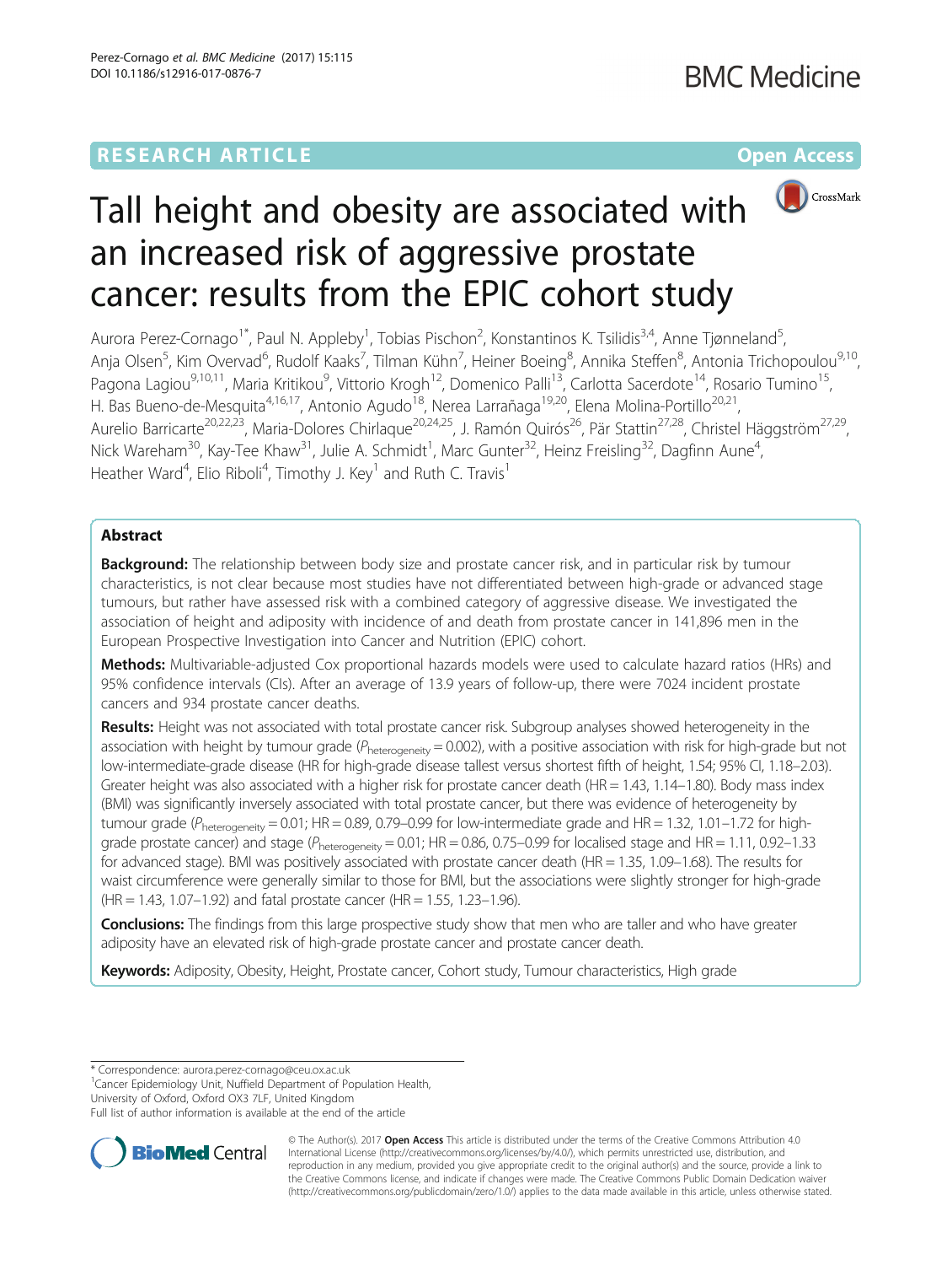RESEARCH ARTICLE

Open Access

# Tall height and obesity are associated with an increased risk of aggressive prostate cancer: results from the EPIC cohort study

Aurora Perez-Cornago[1*], Paul N. Appleby[1], Tobias Pischon[2], Konstantinos K. Tsilidis[3,4], Anne Tjønneland[5], Anja Olsen[5], Kim Overvad[6], Rudolf Kaaks[7], Tilman Kühn[7], Heiner Boeing[8], Annika Steffen[8], Antonia Trichopoulou[9,10], Pagona Lagiou[9,10,11], Maria Kritikou[9], Vittorio Krogh[12], Domenico Palli[13], Carlotta Sacerdote[14], Rosario Tumino[15], H. Bas Bueno-de-Mesquita[4,16,17], Antonio Agudo[18], Nerea Larrañaga[19,20], Elena Molina-Portillo[20,21], Aurelio Barricarte[20,22,23], Maria-Dolores Chirlaque[20,24,25], J. Ramón Quirós[26], Pär Stattin[27,28], Christel Häggström[27,29], Nick Wareham[30], Kay-Tee Khaw[31], Julie A. Schmidt[1], Marc Gunter[32], Heinz Freisling[32], Dagfinn Aune[4], Heather Ward[4], Elio Riboli[4], Timothy J. Key[1] and Ruth C. Travis[1]

## Abstract

**Background:** The relationship between body size and prostate cancer risk, and in particular risk by tumour characteristics, is not clear because most studies have not differentiated between high-grade or advanced stage tumours, but rather have assessed risk with a combined category of aggressive disease. We investigated the association of height and adiposity with incidence of and death from prostate cancer in 141,896 men in the European Prospective Investigation into Cancer and Nutrition (EPIC) cohort.

**Methods:** Multivariable-adjusted Cox proportional hazards models were used to calculate hazard ratios (HRs) and 95% confidence intervals (CIs). After an average of 13.9 years of follow-up, there were 7024 incident prostate cancers and 934 prostate cancer deaths.

**Results:** Height was not associated with total prostate cancer risk. Subgroup analyses showed heterogeneity in the association with height by tumour grade ($P_{heterogeneity} = 0.002$), with a positive association with risk for high-grade but not low-intermediate-grade disease (HR for high-grade disease tallest versus shortest fifth of height, 1.54; 95% CI, 1.18–2.03). Greater height was also associated with a higher risk for prostate cancer death (HR = 1.43, 1.14–1.80). Body mass index (BMI) was significantly inversely associated with total prostate cancer, but there was evidence of heterogeneity by tumour grade ($P_{heterogeneity} = 0.01$; HR = 0.89, 0.79–0.99 for low-intermediate grade and HR = 1.32, 1.01–1.72 for high-grade prostate cancer) and stage ($P_{heterogeneity} = 0.01$; HR = 0.86, 0.75–0.99 for localised stage and HR = 1.11, 0.92–1.33 for advanced stage). BMI was positively associated with prostate cancer death (HR = 1.35, 1.09–1.68). The results for waist circumference were generally similar to those for BMI, but the associations were slightly stronger for high-grade (HR = 1.43, 1.07–1.92) and fatal prostate cancer (HR = 1.55, 1.23–1.96).

**Conclusions:** The findings from this large prospective study show that men who are taller and who have greater adiposity have an elevated risk of high-grade prostate cancer and prostate cancer death.

**Keywords:** Adiposity, Obesity, Height, Prostate cancer, Cohort study, Tumour characteristics, High grade

---

\* Correspondence: aurora.perez-cornago@ceu.ox.ac.uk
[1]Cancer Epidemiology Unit, Nuffield Department of Population Health, University of Oxford, Oxford OX3 7LF, United Kingdom
Full list of author information is available at the end of the article

© The Author(s). 2017 **Open Access** This article is distributed under the terms of the Creative Commons Attribution 4.0 International License (http://creativecommons.org/licenses/by/4.0/), which permits unrestricted use, distribution, and reproduction in any medium, provided you give appropriate credit to the original author(s) and the source, provide a link to the Creative Commons license, and indicate if changes were made. The Creative Commons Public Domain Dedication waiver (http://creativecommons.org/publicdomain/zero/1.0/) applies to the data made available in this article, unless otherwise stated.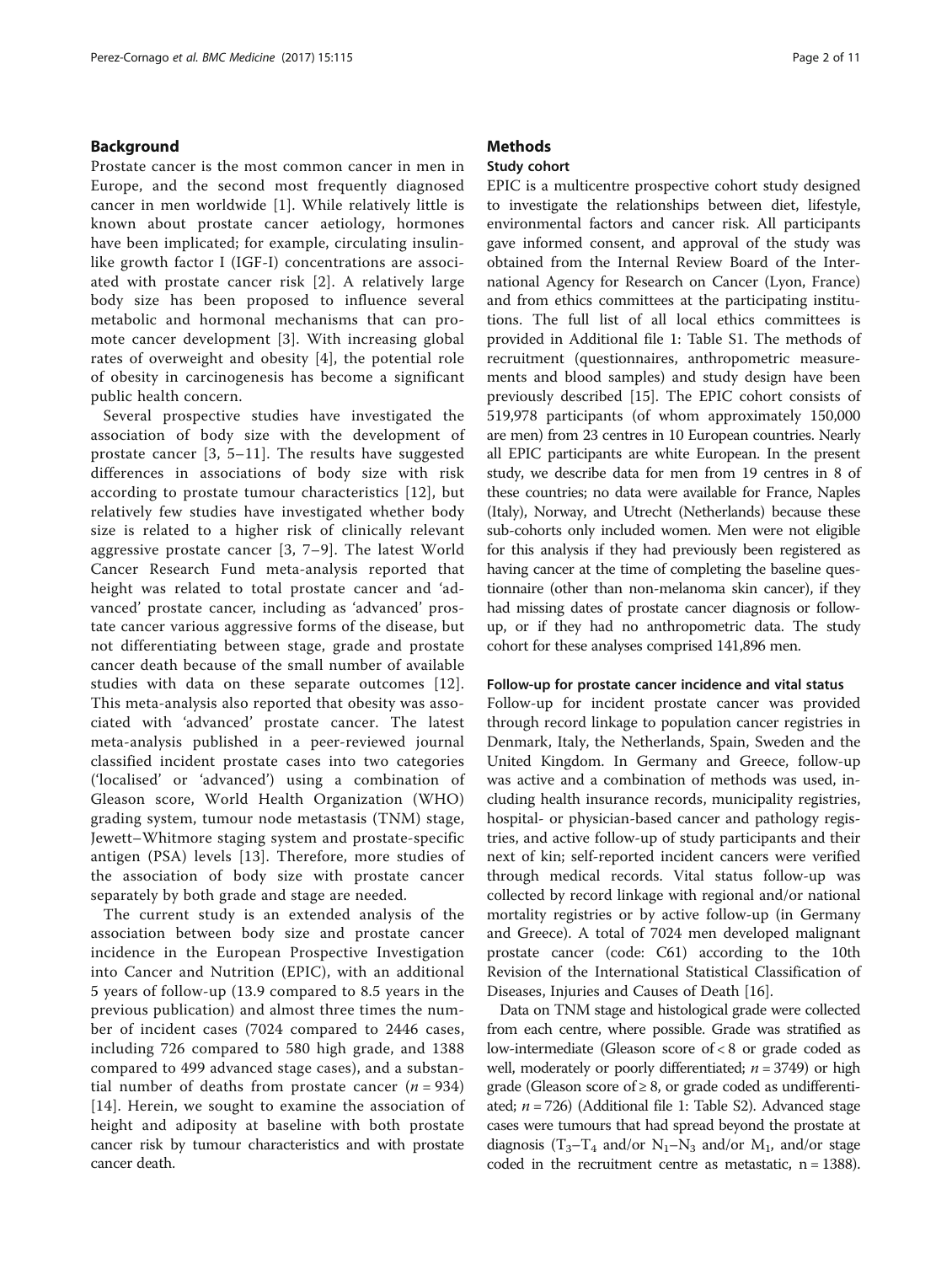## Background

Prostate cancer is the most common cancer in men in Europe, and the second most frequently diagnosed cancer in men worldwide [1]. While relatively little is known about prostate cancer aetiology, hormones have been implicated; for example, circulating insulin-like growth factor I (IGF-I) concentrations are associated with prostate cancer risk [2]. A relatively large body size has been proposed to influence several metabolic and hormonal mechanisms that can promote cancer development [3]. With increasing global rates of overweight and obesity [4], the potential role of obesity in carcinogenesis has become a significant public health concern.

Several prospective studies have investigated the association of body size with the development of prostate cancer [3, 5–11]. The results have suggested differences in associations of body size with risk according to prostate tumour characteristics [12], but relatively few studies have investigated whether body size is related to a higher risk of clinically relevant aggressive prostate cancer [3, 7–9]. The latest World Cancer Research Fund meta-analysis reported that height was related to total prostate cancer and 'advanced' prostate cancer, including as 'advanced' prostate cancer various aggressive forms of the disease, but not differentiating between stage, grade and prostate cancer death because of the small number of available studies with data on these separate outcomes [12]. This meta-analysis also reported that obesity was associated with 'advanced' prostate cancer. The latest meta-analysis published in a peer-reviewed journal classified incident prostate cases into two categories ('localised' or 'advanced') using a combination of Gleason score, World Health Organization (WHO) grading system, tumour node metastasis (TNM) stage, Jewett–Whitmore staging system and prostate-specific antigen (PSA) levels [13]. Therefore, more studies of the association of body size with prostate cancer separately by both grade and stage are needed.

The current study is an extended analysis of the association between body size and prostate cancer incidence in the European Prospective Investigation into Cancer and Nutrition (EPIC), with an additional 5 years of follow-up (13.9 compared to 8.5 years in the previous publication) and almost three times the number of incident cases (7024 compared to 2446 cases, including 726 compared to 580 high grade, and 1388 compared to 499 advanced stage cases), and a substantial number of deaths from prostate cancer ($n = 934$) [14]. Herein, we sought to examine the association of height and adiposity at baseline with both prostate cancer risk by tumour characteristics and with prostate cancer death.

## Methods

### Study cohort

EPIC is a multicentre prospective cohort study designed to investigate the relationships between diet, lifestyle, environmental factors and cancer risk. All participants gave informed consent, and approval of the study was obtained from the Internal Review Board of the International Agency for Research on Cancer (Lyon, France) and from ethics committees at the participating institutions. The full list of all local ethics committees is provided in Additional file 1: Table S1. The methods of recruitment (questionnaires, anthropometric measurements and blood samples) and study design have been previously described [15]. The EPIC cohort consists of 519,978 participants (of whom approximately 150,000 are men) from 23 centres in 10 European countries. Nearly all EPIC participants are white European. In the present study, we describe data for men from 19 centres in 8 of these countries; no data were available for France, Naples (Italy), Norway, and Utrecht (Netherlands) because these sub-cohorts only included women. Men were not eligible for this analysis if they had previously been registered as having cancer at the time of completing the baseline questionnaire (other than non-melanoma skin cancer), if they had missing dates of prostate cancer diagnosis or follow-up, or if they had no anthropometric data. The study cohort for these analyses comprised 141,896 men.

#### Follow-up for prostate cancer incidence and vital status

Follow-up for incident prostate cancer was provided through record linkage to population cancer registries in Denmark, Italy, the Netherlands, Spain, Sweden and the United Kingdom. In Germany and Greece, follow-up was active and a combination of methods was used, including health insurance records, municipality registries, hospital- or physician-based cancer and pathology registries, and active follow-up of study participants and their next of kin; self-reported incident cancers were verified through medical records. Vital status follow-up was collected by record linkage with regional and/or national mortality registries or by active follow-up (in Germany and Greece). A total of 7024 men developed malignant prostate cancer (code: C61) according to the 10th Revision of the International Statistical Classification of Diseases, Injuries and Causes of Death [16].

Data on TNM stage and histological grade were collected from each centre, where possible. Grade was stratified as low-intermediate (Gleason score of < 8 or grade coded as well, moderately or poorly differentiated; $n = 3749$) or high grade (Gleason score of ≥ 8, or grade coded as undifferentiated; $n = 726$) (Additional file 1: Table S2). Advanced stage cases were tumours that had spread beyond the prostate at diagnosis ($T_3$–$T_4$ and/or $N_1$–$N_3$ and/or $M_1$, and/or stage coded in the recruitment centre as metastatic, n = 1388).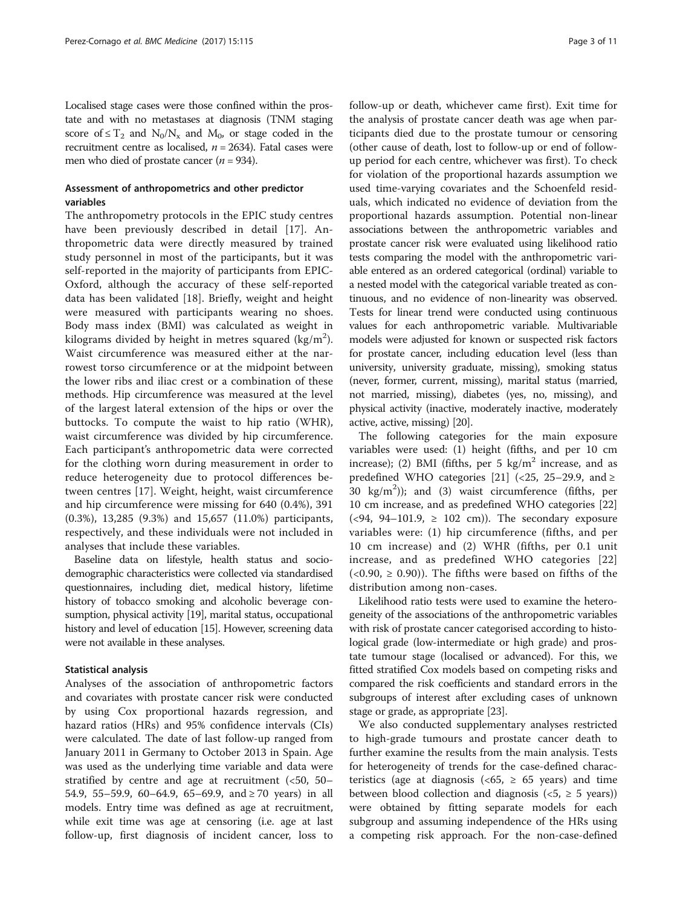Localised stage cases were those confined within the prostate and with no metastases at diagnosis (TNM staging score of $\leq T_2$ and $N_0/N_x$ and $M_0$, or stage coded in the recruitment centre as localised, $n = 2634$). Fatal cases were men who died of prostate cancer ($n = 934$).

### Assessment of anthropometrics and other predictor variables

The anthropometry protocols in the EPIC study centres have been previously described in detail [17]. Anthropometric data were directly measured by trained study personnel in most of the participants, but it was self-reported in the majority of participants from EPIC-Oxford, although the accuracy of these self-reported data has been validated [18]. Briefly, weight and height were measured with participants wearing no shoes. Body mass index (BMI) was calculated as weight in kilograms divided by height in metres squared ($kg/m^2$). Waist circumference was measured either at the narrowest torso circumference or at the midpoint between the lower ribs and iliac crest or a combination of these methods. Hip circumference was measured at the level of the largest lateral extension of the hips or over the buttocks. To compute the waist to hip ratio (WHR), waist circumference was divided by hip circumference. Each participant's anthropometric data were corrected for the clothing worn during measurement in order to reduce heterogeneity due to protocol differences between centres [17]. Weight, height, waist circumference and hip circumference were missing for 640 (0.4%), 391 (0.3%), 13,285 (9.3%) and 15,657 (11.0%) participants, respectively, and these individuals were not included in analyses that include these variables.

Baseline data on lifestyle, health status and sociodemographic characteristics were collected via standardised questionnaires, including diet, medical history, lifetime history of tobacco smoking and alcoholic beverage consumption, physical activity [19], marital status, occupational history and level of education [15]. However, screening data were not available in these analyses.

### Statistical analysis

Analyses of the association of anthropometric factors and covariates with prostate cancer risk were conducted by using Cox proportional hazards regression, and hazard ratios (HRs) and 95% confidence intervals (CIs) were calculated. The date of last follow-up ranged from January 2011 in Germany to October 2013 in Spain. Age was used as the underlying time variable and data were stratified by centre and age at recruitment (<50, 50–54.9, 55–59.9, 60–64.9, 65–69.9, and ≥ 70 years) in all models. Entry time was defined as age at recruitment, while exit time was age at censoring (i.e. age at last follow-up, first diagnosis of incident cancer, loss to follow-up or death, whichever came first). Exit time for the analysis of prostate cancer death was age when participants died due to the prostate tumour or censoring (other cause of death, lost to follow-up or end of follow-up period for each centre, whichever was first). To check for violation of the proportional hazards assumption we used time-varying covariates and the Schoenfeld residuals, which indicated no evidence of deviation from the proportional hazards assumption. Potential non-linear associations between the anthropometric variables and prostate cancer risk were evaluated using likelihood ratio tests comparing the model with the anthropometric variable entered as an ordered categorical (ordinal) variable to a nested model with the categorical variable treated as continuous, and no evidence of non-linearity was observed. Tests for linear trend were conducted using continuous values for each anthropometric variable. Multivariable models were adjusted for known or suspected risk factors for prostate cancer, including education level (less than university, university graduate, missing), smoking status (never, former, current, missing), marital status (married, not married, missing), diabetes (yes, no, missing), and physical activity (inactive, moderately inactive, moderately active, active, missing) [20].

The following categories for the main exposure variables were used: (1) height (fifths, and per 10 cm increase); (2) BMI (fifths, per 5 $kg/m^2$ increase, and as predefined WHO categories [21] (<25, 25–29.9, and ≥ 30 $kg/m^2$)); and (3) waist circumference (fifths, per 10 cm increase, and as predefined WHO categories [22] (<94, 94–101.9, ≥ 102 cm)). The secondary exposure variables were: (1) hip circumference (fifths, and per 10 cm increase) and (2) WHR (fifths, per 0.1 unit increase, and as predefined WHO categories [22] (<0.90, ≥ 0.90)). The fifths were based on fifths of the distribution among non-cases.

Likelihood ratio tests were used to examine the heterogeneity of the associations of the anthropometric variables with risk of prostate cancer categorised according to histological grade (low-intermediate or high grade) and prostate tumour stage (localised or advanced). For this, we fitted stratified Cox models based on competing risks and compared the risk coefficients and standard errors in the subgroups of interest after excluding cases of unknown stage or grade, as appropriate [23].

We also conducted supplementary analyses restricted to high-grade tumours and prostate cancer death to further examine the results from the main analysis. Tests for heterogeneity of trends for the case-defined characteristics (age at diagnosis (<65, ≥ 65 years) and time between blood collection and diagnosis (<5, ≥ 5 years)) were obtained by fitting separate models for each subgroup and assuming independence of the HRs using a competing risk approach. For the non-case-defined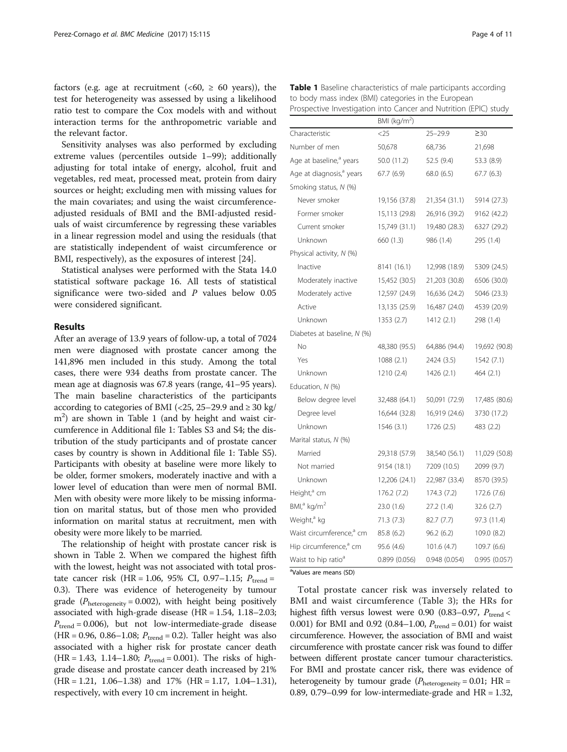factors (e.g. age at recruitment (<60, ≥ 60 years)), the test for heterogeneity was assessed by using a likelihood ratio test to compare the Cox models with and without interaction terms for the anthropometric variable and the relevant factor.

Sensitivity analyses was also performed by excluding extreme values (percentiles outside 1–99); additionally adjusting for total intake of energy, alcohol, fruit and vegetables, red meat, processed meat, protein from dairy sources or height; excluding men with missing values for the main covariates; and using the waist circumference-adjusted residuals of BMI and the BMI-adjusted residuals of waist circumference by regressing these variables in a linear regression model and using the residuals (that are statistically independent of waist circumference or BMI, respectively), as the exposures of interest [24].

Statistical analyses were performed with the Stata 14.0 statistical software package 16. All tests of statistical significance were two-sided and *P* values below 0.05 were considered significant.

## Results

After an average of 13.9 years of follow-up, a total of 7024 men were diagnosed with prostate cancer among the 141,896 men included in this study. Among the total cases, there were 934 deaths from prostate cancer. The mean age at diagnosis was 67.8 years (range, 41–95 years). The main baseline characteristics of the participants according to categories of BMI (<25, 25–29.9 and ≥ 30 kg/m$^2$) are shown in Table 1 (and by height and waist circumference in Additional file 1: Tables S3 and S4; the distribution of the study participants and of prostate cancer cases by country is shown in Additional file 1: Table S5). Participants with obesity at baseline were more likely to be older, former smokers, moderately inactive and with a lower level of education than were men of normal BMI. Men with obesity were more likely to be missing information on marital status, but of those men who provided information on marital status at recruitment, men with obesity were more likely to be married.

The relationship of height with prostate cancer risk is shown in Table 2. When we compared the highest fifth with the lowest, height was not associated with total prostate cancer risk (HR = 1.06, 95% CI, 0.97–1.15; $P_{\text{trend}}$ = 0.3). There was evidence of heterogeneity by tumour grade ($P_{\text{heterogeneity}}$ = 0.002), with height being positively associated with high-grade disease (HR = 1.54, 1.18–2.03; $P_{\text{trend}}$ = 0.006), but not low-intermediate-grade disease (HR = 0.96, 0.86–1.08; $P_{\text{trend}}$ = 0.2). Taller height was also associated with a higher risk for prostate cancer death (HR = 1.43, 1.14–1.80; $P_{\text{trend}}$ = 0.001). The risks of high-grade disease and prostate cancer death increased by 21% (HR = 1.21, 1.06–1.38) and 17% (HR = 1.17, 1.04–1.31), respectively, with every 10 cm increment in height.

**Table 1** Baseline characteristics of male participants according to body mass index (BMI) categories in the European Prospective Investigation into Cancer and Nutrition (EPIC) study

| | BMI (kg/m$^2$) | | |
|---|---|---|---|
| Characteristic | <25 | 25–29.9 | ≥30 |
| Number of men | 50,678 | 68,736 | 21,698 |
| Age at baseline,[a] years | 50.0 (11.2) | 52.5 (9.4) | 53.3 (8.9) |
| Age at diagnosis,[a] years | 67.7 (6.9) | 68.0 (6.5) | 67.7 (6.3) |
| Smoking status, *N* (%) | | | |
| Never smoker | 19,156 (37.8) | 21,354 (31.1) | 5914 (27.3) |
| Former smoker | 15,113 (29.8) | 26,916 (39.2) | 9162 (42.2) |
| Current smoker | 15,749 (31.1) | 19,480 (28.3) | 6327 (29.2) |
| Unknown | 660 (1.3) | 986 (1.4) | 295 (1.4) |
| Physical activity, *N* (%) | | | |
| Inactive | 8141 (16.1) | 12,998 (18.9) | 5309 (24.5) |
| Moderately inactive | 15,452 (30.5) | 21,203 (30.8) | 6506 (30.0) |
| Moderately active | 12,597 (24.9) | 16,636 (24.2) | 5046 (23.3) |
| Active | 13,135 (25.9) | 16,487 (24.0) | 4539 (20.9) |
| Unknown | 1353 (2.7) | 1412 (2.1) | 298 (1.4) |
| Diabetes at baseline, *N* (%) | | | |
| No | 48,380 (95.5) | 64,886 (94.4) | 19,692 (90.8) |
| Yes | 1088 (2.1) | 2424 (3.5) | 1542 (7.1) |
| Unknown | 1210 (2.4) | 1426 (2.1) | 464 (2.1) |
| Education, *N* (%) | | | |
| Below degree level | 32,488 (64.1) | 50,091 (72.9) | 17,485 (80.6) |
| Degree level | 16,644 (32.8) | 16,919 (24.6) | 3730 (17.2) |
| Unknown | 1546 (3.1) | 1726 (2.5) | 483 (2.2) |
| Marital status, *N* (%) | | | |
| Married | 29,318 (57.9) | 38,540 (56.1) | 11,029 (50.8) |
| Not married | 9154 (18.1) | 7209 (10.5) | 2099 (9.7) |
| Unknown | 12,206 (24.1) | 22,987 (33.4) | 8570 (39.5) |
| Height,[a] cm | 176.2 (7.2) | 174.3 (7.2) | 172.6 (7.6) |
| BMI,[a] kg/m$^2$ | 23.0 (1.6) | 27.2 (1.4) | 32.6 (2.7) |
| Weight,[a] kg | 71.3 (7.3) | 82.7 (7.7) | 97.3 (11.4) |
| Waist circumference,[a] cm | 85.8 (6.2) | 96.2 (6.2) | 109.0 (8.2) |
| Hip circumference,[a] cm | 95.6 (4.6) | 101.6 (4.7) | 109.7 (6.6) |
| Waist to hip ratio[a] | 0.899 (0.056) | 0.948 (0.054) | 0.995 (0.057) |

[a]Values are means (SD)

Total prostate cancer risk was inversely related to BMI and waist circumference (Table 3); the HRs for highest fifth versus lowest were 0.90 (0.83–0.97, $P_{\text{trend}}$ < 0.001) for BMI and 0.92 (0.84–1.00, $P_{\text{trend}}$ = 0.01) for waist circumference. However, the association of BMI and waist circumference with prostate cancer risk was found to differ between different prostate cancer tumour characteristics. For BMI and prostate cancer risk, there was evidence of heterogeneity by tumour grade ($P_{\text{heterogeneity}}$ = 0.01; HR = 0.89, 0.79–0.99 for low-intermediate-grade and HR = 1.32,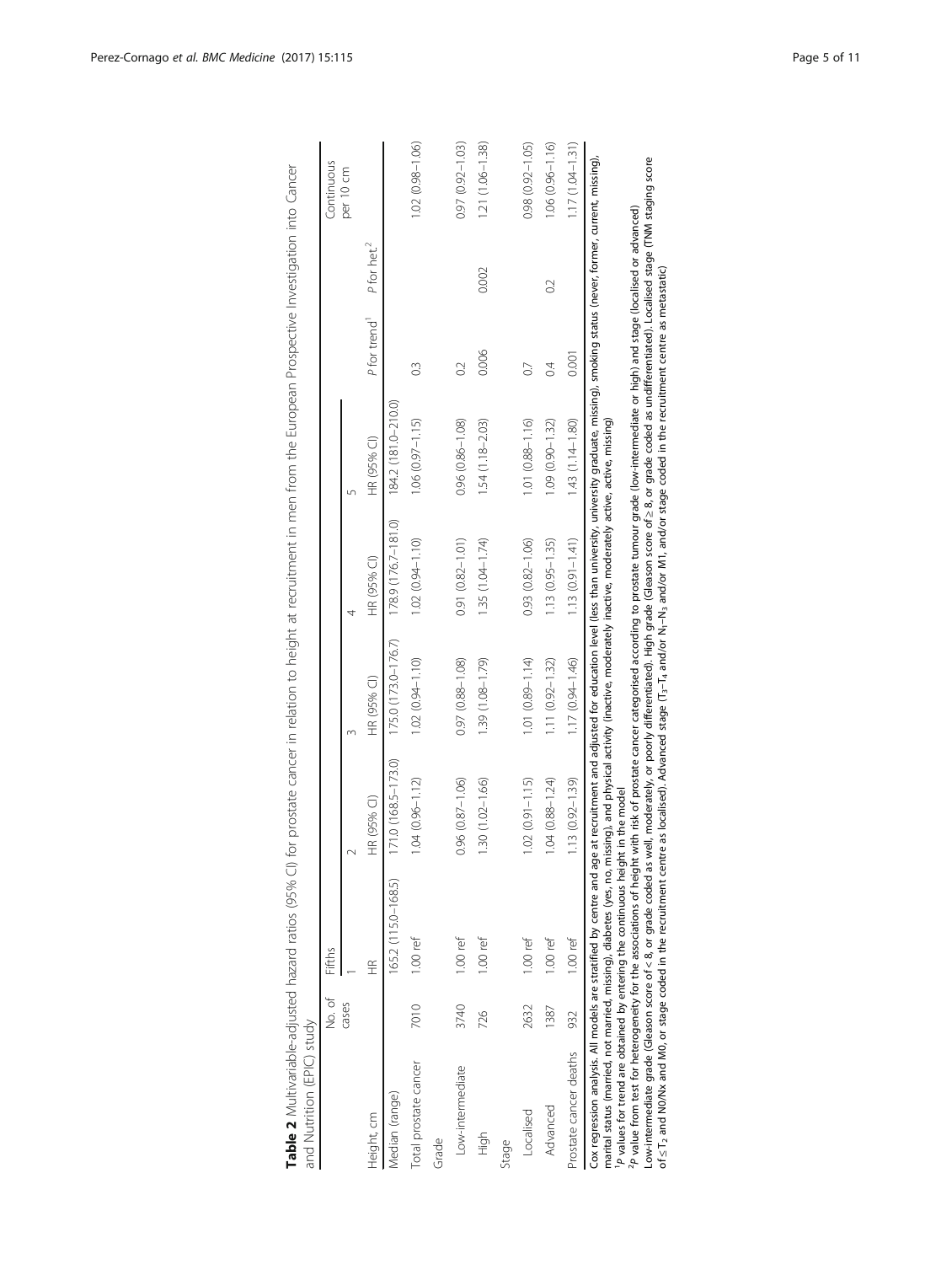**Table 2** Multivariable-adjusted hazard ratios (95% CI) for prostate cancer in relation to height at recruitment in men from the European Prospective Investigation into Cancer and Nutrition (EPIC) study

| | No. of cases | Fifths | | | | | | | Continuous per 10 cm |
|---|---|---|---|---|---|---|---|---|---|
| | | 1 | 2 | 3 | 4 | 5 | | | |
| Height, cm | | HR | HR (95% CI) | HR (95% CI) | HR (95% CI) | HR (95% CI) | *P* for trend[1] | *P* for het.[2] | |
| Median (range) | | 165.2 (115.0–168.5) | 171.0 (168.5–173.0) | 175.0 (173.0–176.7) | 178.9 (176.7–181.0) | 184.2 (181.0–210.0) | | | |
| Total prostate cancer | 7010 | 1.00 ref | 1.04 (0.96–1.12) | 1.02 (0.94–1.10) | 1.02 (0.94–1.10) | 1.06 (0.97–1.15) | 0.3 | | 1.02 (0.98–1.06) |
| Grade | | | | | | | | | |
| Low-intermediate | 3740 | 1.00 ref | 0.96 (0.87–1.06) | 0.97 (0.88–1.08) | 0.91 (0.82–1.01) | 0.96 (0.86–1.08) | 0.2 | | 0.97 (0.92–1.03) |
| High | 726 | 1.00 ref | 1.30 (1.02–1.66) | 1.39 (1.08–1.79) | 1.35 (1.04–1.74) | 1.54 (1.18–2.03) | 0.006 | 0.002 | 1.21 (1.06–1.38) |
| Stage | | | | | | | | | |
| Localised | 2632 | 1.00 ref | 1.02 (0.91–1.15) | 1.01 (0.89–1.14) | 0.93 (0.82–1.06) | 1.01 (0.88–1.16) | 0.7 | | 0.98 (0.92–1.05) |
| Advanced | 1387 | 1.00 ref | 1.04 (0.88–1.24) | 1.11 (0.92–1.32) | 1.13 (0.95–1.35) | 1.09 (0.90–1.32) | 0.4 | 0.2 | 1.06 (0.96–1.16) |
| Prostate cancer deaths | 932 | 1.00 ref | 1.13 (0.92–1.39) | 1.17 (0.94–1.46) | 1.13 (0.91–1.41) | 1.43 (1.14–1.80) | 0.001 | | 1.17 (1.04–1.31) |

Cox regression analysis. All models are stratified by centre and age at recruitment and adjusted for education level (less than university, university graduate, missing), smoking status (never, former, current, missing), marital status (married, not married, missing), diabetes (yes, no, missing), and physical activity (inactive, moderately inactive, moderately active, active, missing)

[1]*P* values for trend are obtained by entering the continuous height in the model

[2]*P* value from test for heterogeneity for the associations of height with risk of prostate cancer categorised according to prostate tumour grade (low-intermediate or high) and stage (localised or advanced)

Low-intermediate grade (Gleason score of < 8, or grade coded as well, moderately, or poorly differentiated). High grade (Gleason score of ≥ 8, or grade coded as undifferentiated). Localised stage (TNM staging score of $\leq T_2$ and N0/Nx and M0, or stage coded in the recruitment centre as localised). Advanced stage ($T_3$–$T_4$ and/or $N_1$–$N_3$ and/or M1, and/or stage coded in the recruitment centre as metastatic)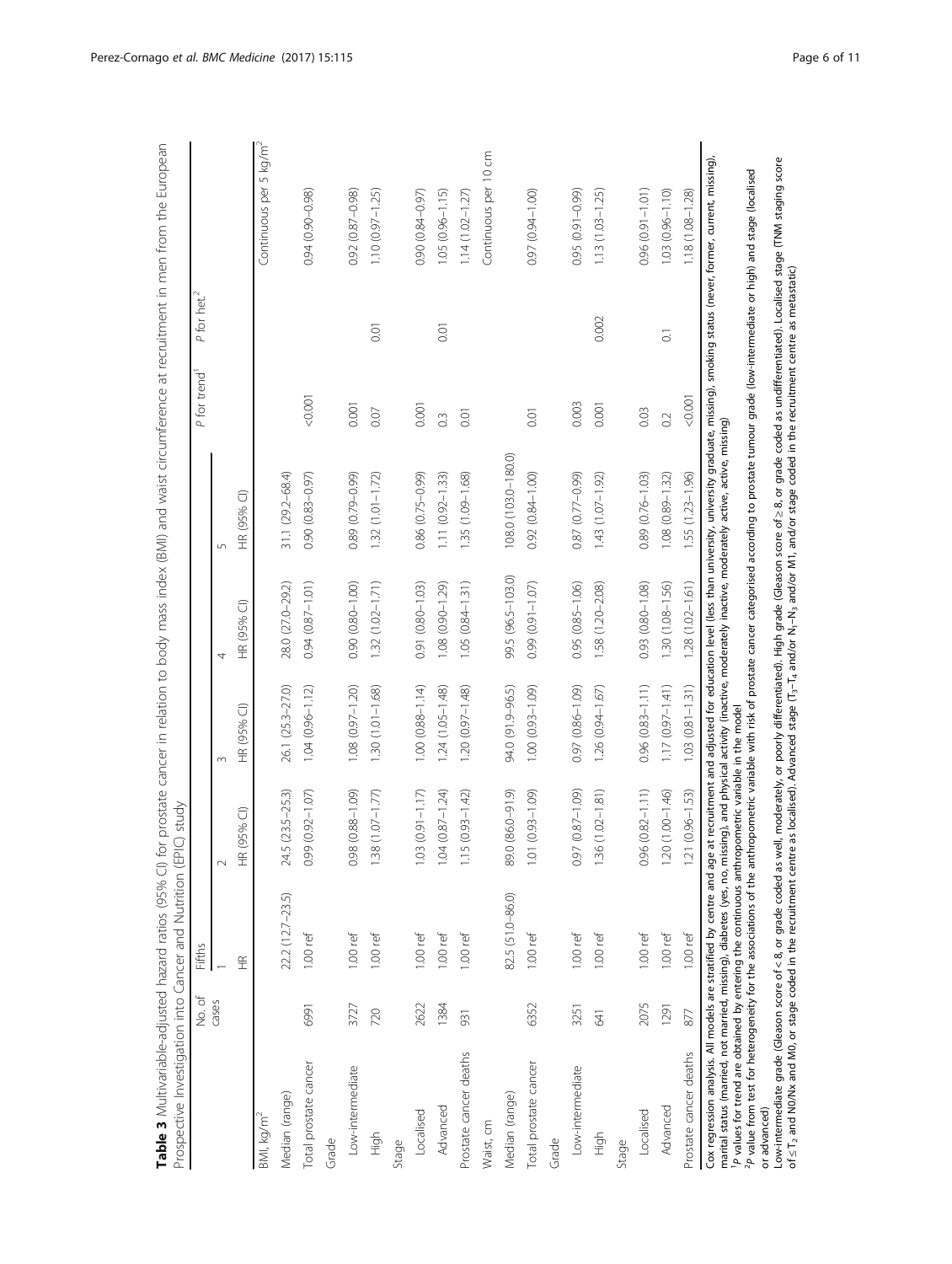**Table 3** Multivariable-adjusted hazard ratios (95% CI) for prostate cancer in relation to body mass index (BMI) and waist circumference at recruitment in men from the European Prospective Investigation into Cancer and Nutrition (EPIC) study

| | No. of cases | Fifths | | | | | P for trend[1] | P for het.[2] | |
|---|---|---|---|---|---|---|---|---|---|
| | | 1 | 2 | 3 | 4 | 5 | | | |
| | | HR | HR (95% CI) | HR (95% CI) | HR (95% CI) | HR (95% CI) | | | |
| BMI, kg/m$^2$ | | | | | | | | | Continuous per 5 kg/m$^2$ |
| Median (range) | | 22.2 (12.7–23.5) | 24.5 (23.5–25.3) | 26.1 (25.3–27.0) | 28.0 (27.0–29.2) | 31.1 (29.2–68.4) | | | |
| Total prostate cancer | 6991 | 1.00 ref | 0.99 (0.92–1.07) | 1.04 (0.96–1.12) | 0.94 (0.87–1.01) | 0.90 (0.83–0.97) | <0.001 | | 0.94 (0.90–0.98) |
| Grade | | | | | | | | | |
| Low-intermediate | 3727 | 1.00 ref | 0.98 (0.88–1.09) | 1.08 (0.97–1.20) | 0.90 (0.80–1.00) | 0.89 (0.79–0.99) | 0.001 | | 0.92 (0.87–0.98) |
| High | 720 | 1.00 ref | 1.38 (1.07–1.77) | 1.30 (1.01–1.68) | 1.32 (1.02–1.71) | 1.32 (1.01–1.72) | 0.07 | 0.01 | 1.10 (0.97–1.25) |
| Stage | | | | | | | | | |
| Localised | 2622 | 1.00 ref | 1.03 (0.91–1.17) | 1.00 (0.88–1.14) | 0.91 (0.80–1.03) | 0.86 (0.75–0.99) | 0.001 | | 0.90 (0.84–0.97) |
| Advanced | 1384 | 1.00 ref | 1.04 (0.87–1.24) | 1.24 (1.05–1.48) | 1.08 (0.90–1.29) | 1.11 (0.92–1.33) | 0.3 | 0.01 | 1.05 (0.96–1.15) |
| Prostate cancer deaths | 931 | 1.00 ref | 1.15 (0.93–1.42) | 1.20 (0.97–1.48) | 1.05 (0.84–1.31) | 1.35 (1.09–1.68) | 0.01 | | 1.14 (1.02–1.27) |
| Waist, cm | | | | | | | | | Continuous per 10 cm |
| Median (range) | | 82.5 (51.0–86.0) | 89.0 (86.0–91.9) | 94.0 (91.9–96.5) | 99.5 (96.5–103.0) | 108.0 (103.0–180.0) | | | |
| Total prostate cancer | 6352 | 1.00 ref | 1.01 (0.93–1.09) | 1.00 (0.93–1.09) | 0.99 (0.91–1.07) | 0.92 (0.84–1.00) | 0.01 | | 0.97 (0.94–1.00) |
| Grade | | | | | | | | | |
| Low-intermediate | 3251 | 1.00 ref | 0.97 (0.87–1.09) | 0.97 (0.86–1.09) | 0.95 (0.85–1.06) | 0.87 (0.77–0.99) | 0.003 | | 0.95 (0.91–0.99) |
| High | 641 | 1.00 ref | 1.36 (1.02–1.81) | 1.26 (0.94–1.67) | 1.58 (1.20–2.08) | 1.43 (1.07–1.92) | 0.001 | 0.002 | 1.13 (1.03–1.25) |
| Stage | | | | | | | | | |
| Localised | 2075 | 1.00 ref | 0.96 (0.82–1.11) | 0.96 (0.83–1.11) | 0.93 (0.80–1.08) | 0.89 (0.76–1.03) | 0.03 | | 0.96 (0.91–1.01) |
| Advanced | 1291 | 1.00 ref | 1.20 (1.00–1.46) | 1.17 (0.97–1.41) | 1.30 (1.08–1.56) | 1.08 (0.89–1.32) | 0.2 | 0.1 | 1.03 (0.96–1.10) |
| Prostate cancer deaths | 877 | 1.00 ref | 1.21 (0.96–1.53) | 1.03 (0.81–1.31) | 1.28 (1.02–1.61) | 1.55 (1.23–1.96) | <0.001 | | 1.18 (1.08–1.28) |

Cox regression analysis. All models are stratified by centre and age at recruitment and adjusted for education level (less than university, university graduate, missing), smoking status (never, former, current, missing), marital status (married, not married, missing), diabetes (yes, no, missing), and physical activity (inactive, moderately inactive, moderately active, active, missing)

[1] *P* values for trend are obtained by entering the continuous anthropometric variable in the model

[2] *P* value from test for heterogeneity for the associations of the anthropometric variable with risk of prostate cancer categorised according to prostate tumour grade (low-intermediate or high) and stage (localised or advanced)

Low-intermediate grade (Gleason score of < 8, or grade coded as well, moderately, or poorly differentiated). High grade (Gleason score of ≥ 8, or grade coded as undifferentiated). Localised stage (TNM staging score of $\leq T_2$ and N0/Nx and M0, or stage coded in the recruitment centre as localised). Advanced stage ($T_3$–$T_4$ and/or $N_1$–$N_3$ and/or M1, and/or stage coded in the recruitment centre as metastatic)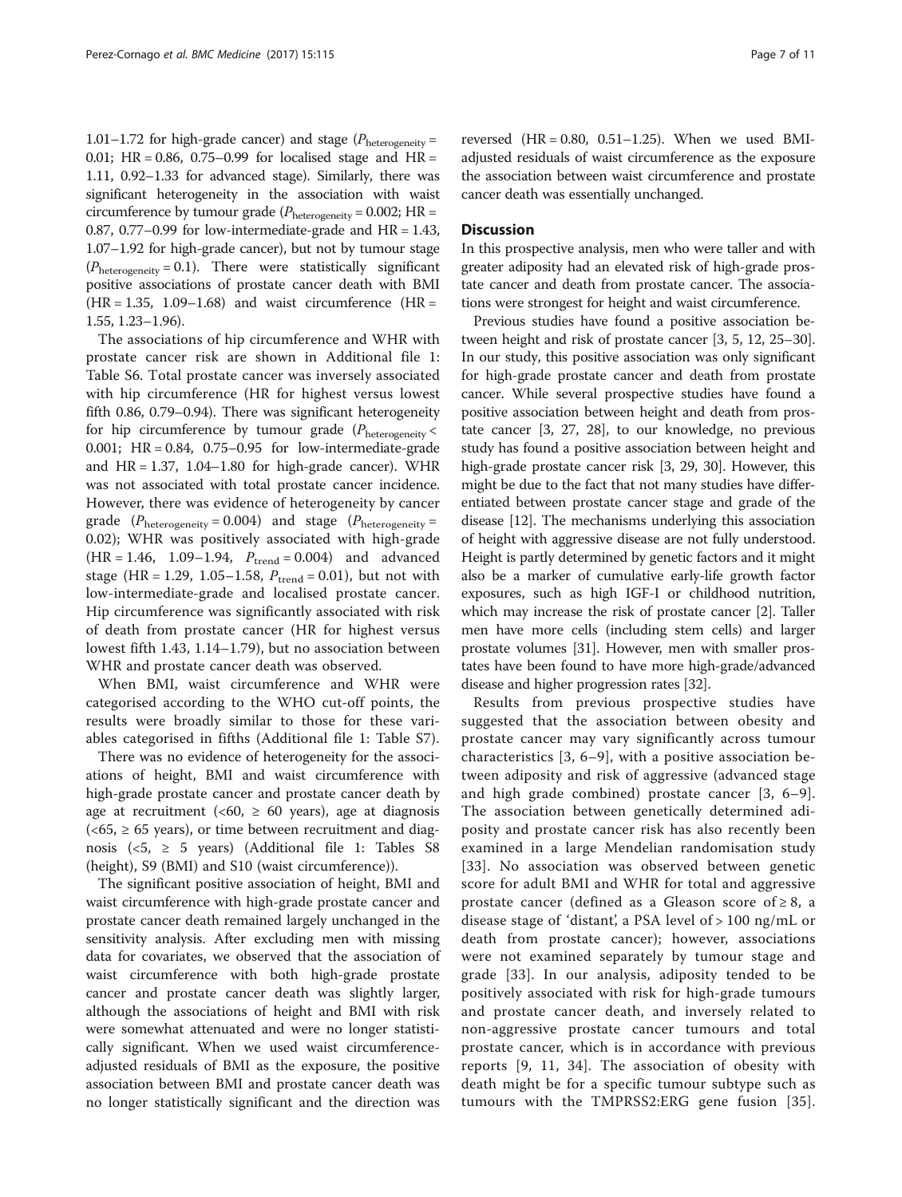1.01–1.72 for high-grade cancer) and stage ($P_{heterogeneity}$ = 0.01; HR = 0.86, 0.75–0.99 for localised stage and HR = 1.11, 0.92–1.33 for advanced stage). Similarly, there was significant heterogeneity in the association with waist circumference by tumour grade ($P_{heterogeneity}$ = 0.002; HR = 0.87, 0.77–0.99 for low-intermediate-grade and HR = 1.43, 1.07–1.92 for high-grade cancer), but not by tumour stage ($P_{heterogeneity}$ = 0.1). There were statistically significant positive associations of prostate cancer death with BMI (HR = 1.35, 1.09–1.68) and waist circumference (HR = 1.55, 1.23–1.96).

The associations of hip circumference and WHR with prostate cancer risk are shown in Additional file 1: Table S6. Total prostate cancer was inversely associated with hip circumference (HR for highest versus lowest fifth 0.86, 0.79–0.94). There was significant heterogeneity for hip circumference by tumour grade ($P_{heterogeneity}$ < 0.001; HR = 0.84, 0.75–0.95 for low-intermediate-grade and HR = 1.37, 1.04–1.80 for high-grade cancer). WHR was not associated with total prostate cancer incidence. However, there was evidence of heterogeneity by cancer grade ($P_{heterogeneity}$ = 0.004) and stage ($P_{heterogeneity}$ = 0.02); WHR was positively associated with high-grade (HR = 1.46, 1.09–1.94, $P_{trend}$ = 0.004) and advanced stage (HR = 1.29, 1.05–1.58, $P_{trend}$ = 0.01), but not with low-intermediate-grade and localised prostate cancer. Hip circumference was significantly associated with risk of death from prostate cancer (HR for highest versus lowest fifth 1.43, 1.14–1.79), but no association between WHR and prostate cancer death was observed.

When BMI, waist circumference and WHR were categorised according to the WHO cut-off points, the results were broadly similar to those for these variables categorised in fifths (Additional file 1: Table S7).

There was no evidence of heterogeneity for the associations of height, BMI and waist circumference with high-grade prostate cancer and prostate cancer death by age at recruitment (<60, ≥ 60 years), age at diagnosis (<65, ≥ 65 years), or time between recruitment and diagnosis (<5, ≥ 5 years) (Additional file 1: Tables S8 (height), S9 (BMI) and S10 (waist circumference)).

The significant positive association of height, BMI and waist circumference with high-grade prostate cancer and prostate cancer death remained largely unchanged in the sensitivity analysis. After excluding men with missing data for covariates, we observed that the association of waist circumference with both high-grade prostate cancer and prostate cancer death was slightly larger, although the associations of height and BMI with risk were somewhat attenuated and were no longer statistically significant. When we used waist circumference-adjusted residuals of BMI as the exposure, the positive association between BMI and prostate cancer death was no longer statistically significant and the direction was reversed (HR = 0.80, 0.51–1.25). When we used BMI-adjusted residuals of waist circumference as the exposure the association between waist circumference and prostate cancer death was essentially unchanged.

## Discussion

In this prospective analysis, men who were taller and with greater adiposity had an elevated risk of high-grade prostate cancer and death from prostate cancer. The associations were strongest for height and waist circumference.

Previous studies have found a positive association between height and risk of prostate cancer [3, 5, 12, 25–30]. In our study, this positive association was only significant for high-grade prostate cancer and death from prostate cancer. While several prospective studies have found a positive association between height and death from prostate cancer [3, 27, 28], to our knowledge, no previous study has found a positive association between height and high-grade prostate cancer risk [3, 29, 30]. However, this might be due to the fact that not many studies have differentiated between prostate cancer stage and grade of the disease [12]. The mechanisms underlying this association of height with aggressive disease are not fully understood. Height is partly determined by genetic factors and it might also be a marker of cumulative early-life growth factor exposures, such as high IGF-I or childhood nutrition, which may increase the risk of prostate cancer [2]. Taller men have more cells (including stem cells) and larger prostate volumes [31]. However, men with smaller prostates have been found to have more high-grade/advanced disease and higher progression rates [32].

Results from previous prospective studies have suggested that the association between obesity and prostate cancer may vary significantly across tumour characteristics [3, 6–9], with a positive association between adiposity and risk of aggressive (advanced stage and high grade combined) prostate cancer [3, 6–9]. The association between genetically determined adiposity and prostate cancer risk has also recently been examined in a large Mendelian randomisation study [33]. No association was observed between genetic score for adult BMI and WHR for total and aggressive prostate cancer (defined as a Gleason score of ≥ 8, a disease stage of 'distant', a PSA level of > 100 ng/mL or death from prostate cancer); however, associations were not examined separately by tumour stage and grade [33]. In our analysis, adiposity tended to be positively associated with risk for high-grade tumours and prostate cancer death, and inversely related to non-aggressive prostate cancer tumours and total prostate cancer, which is in accordance with previous reports [9, 11, 34]. The association of obesity with death might be for a specific tumour subtype such as tumours with the TMPRSS2:ERG gene fusion [35].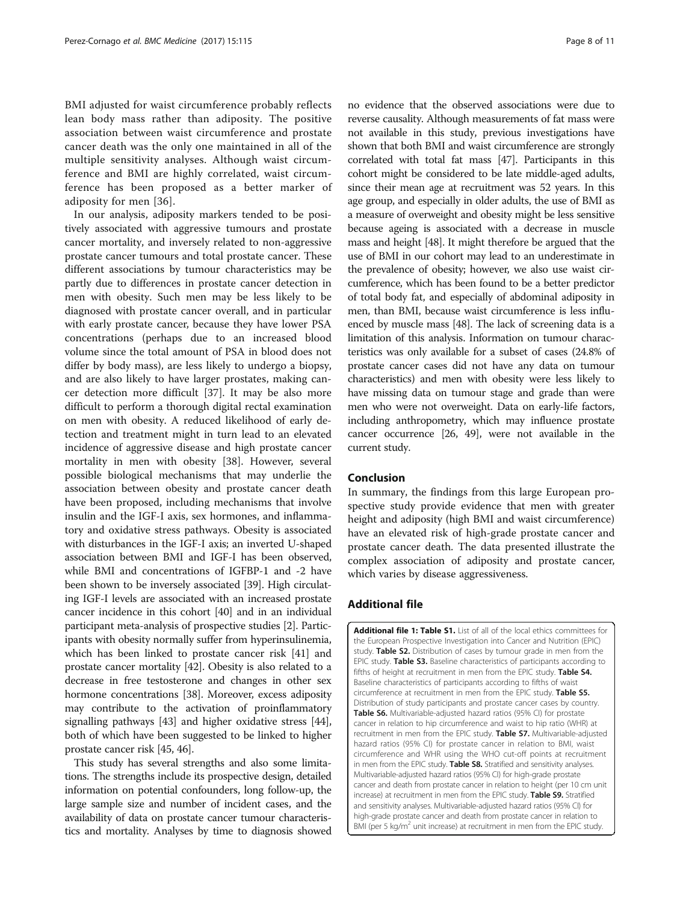BMI adjusted for waist circumference probably reflects lean body mass rather than adiposity. The positive association between waist circumference and prostate cancer death was the only one maintained in all of the multiple sensitivity analyses. Although waist circumference and BMI are highly correlated, waist circumference has been proposed as a better marker of adiposity for men [36].

In our analysis, adiposity markers tended to be positively associated with aggressive tumours and prostate cancer mortality, and inversely related to non-aggressive prostate cancer tumours and total prostate cancer. These different associations by tumour characteristics may be partly due to differences in prostate cancer detection in men with obesity. Such men may be less likely to be diagnosed with prostate cancer overall, and in particular with early prostate cancer, because they have lower PSA concentrations (perhaps due to an increased blood volume since the total amount of PSA in blood does not differ by body mass), are less likely to undergo a biopsy, and are also likely to have larger prostates, making cancer detection more difficult [37]. It may be also more difficult to perform a thorough digital rectal examination on men with obesity. A reduced likelihood of early detection and treatment might in turn lead to an elevated incidence of aggressive disease and high prostate cancer mortality in men with obesity [38]. However, several possible biological mechanisms that may underlie the association between obesity and prostate cancer death have been proposed, including mechanisms that involve insulin and the IGF-I axis, sex hormones, and inflammatory and oxidative stress pathways. Obesity is associated with disturbances in the IGF-I axis; an inverted U-shaped association between BMI and IGF-I has been observed, while BMI and concentrations of IGFBP-1 and -2 have been shown to be inversely associated [39]. High circulating IGF-I levels are associated with an increased prostate cancer incidence in this cohort [40] and in an individual participant meta-analysis of prospective studies [2]. Participants with obesity normally suffer from hyperinsulinemia, which has been linked to prostate cancer risk [41] and prostate cancer mortality [42]. Obesity is also related to a decrease in free testosterone and changes in other sex hormone concentrations [38]. Moreover, excess adiposity may contribute to the activation of proinflammatory signalling pathways [43] and higher oxidative stress [44], both of which have been suggested to be linked to higher prostate cancer risk [45, 46].

This study has several strengths and also some limitations. The strengths include its prospective design, detailed information on potential confounders, long follow-up, the large sample size and number of incident cases, and the availability of data on prostate cancer tumour characteristics and mortality. Analyses by time to diagnosis showed no evidence that the observed associations were due to reverse causality. Although measurements of fat mass were not available in this study, previous investigations have shown that both BMI and waist circumference are strongly correlated with total fat mass [47]. Participants in this cohort might be considered to be late middle-aged adults, since their mean age at recruitment was 52 years. In this age group, and especially in older adults, the use of BMI as a measure of overweight and obesity might be less sensitive because ageing is associated with a decrease in muscle mass and height [48]. It might therefore be argued that the use of BMI in our cohort may lead to an underestimate in the prevalence of obesity; however, we also use waist circumference, which has been found to be a better predictor of total body fat, and especially of abdominal adiposity in men, than BMI, because waist circumference is less influenced by muscle mass [48]. The lack of screening data is a limitation of this analysis. Information on tumour characteristics was only available for a subset of cases (24.8% of prostate cancer cases did not have any data on tumour characteristics) and men with obesity were less likely to have missing data on tumour stage and grade than were men who were not overweight. Data on early-life factors, including anthropometry, which may influence prostate cancer occurrence [26, 49], were not available in the current study.

## Conclusion

In summary, the findings from this large European prospective study provide evidence that men with greater height and adiposity (high BMI and waist circumference) have an elevated risk of high-grade prostate cancer and prostate cancer death. The data presented illustrate the complex association of adiposity and prostate cancer, which varies by disease aggressiveness.

## Additional file

**Additional file 1: Table S1.** List of all of the local ethics committees for the European Prospective Investigation into Cancer and Nutrition (EPIC) study. **Table S2.** Distribution of cases by tumour grade in men from the EPIC study. **Table S3.** Baseline characteristics of participants according to fifths of height at recruitment in men from the EPIC study. **Table S4.** Baseline characteristics of participants according to fifths of waist circumference at recruitment in men from the EPIC study. **Table S5.** Distribution of study participants and prostate cancer cases by country. **Table S6.** Multivariable-adjusted hazard ratios (95% CI) for prostate cancer in relation to hip circumference and waist to hip ratio (WHR) at recruitment in men from the EPIC study. **Table S7.** Multivariable-adjusted hazard ratios (95% CI) for prostate cancer in relation to BMI, waist circumference and WHR using the WHO cut-off points at recruitment in men from the EPIC study. **Table S8.** Stratified and sensitivity analyses. Multivariable-adjusted hazard ratios (95% CI) for high-grade prostate cancer and death from prostate cancer in relation to height (per 10 cm unit increase) at recruitment in men from the EPIC study. **Table S9.** Stratified and sensitivity analyses. Multivariable-adjusted hazard ratios (95% CI) for high-grade prostate cancer and death from prostate cancer in relation to BMI (per 5 kg/m$^2$ unit increase) at recruitment in men from the EPIC study.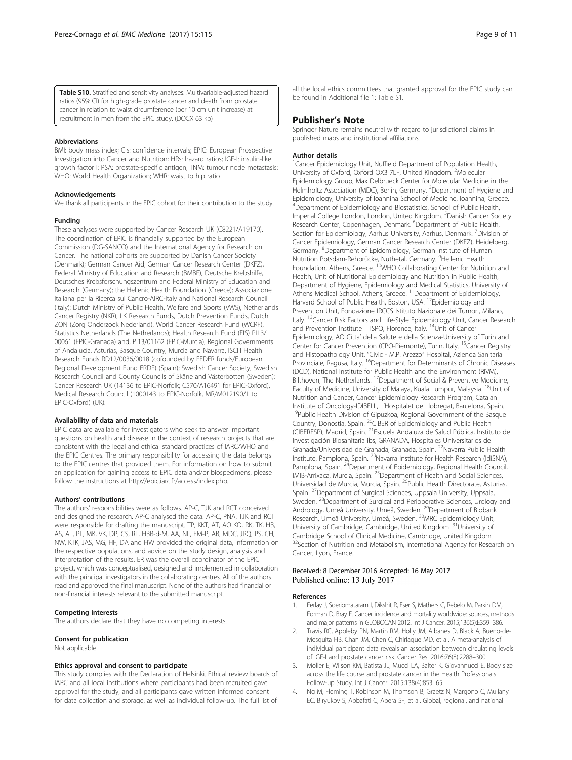**Table S10.** Stratified and sensitivity analyses. Multivariable-adjusted hazard ratios (95% CI) for high-grade prostate cancer and death from prostate cancer in relation to waist circumference (per 10 cm unit increase) at recruitment in men from the EPIC study. (DOCX 63 kb)

#### Abbreviations

BMI: body mass index; CIs: confidence intervals; EPIC: European Prospective Investigation into Cancer and Nutrition; HRs: hazard ratios; IGF-I: insulin-like growth factor I; PSA: prostate-specific antigen; TNM: tumour node metastasis; WHO: World Health Organization; WHR: waist to hip ratio

#### Acknowledgements

We thank all participants in the EPIC cohort for their contribution to the study.

#### Funding

These analyses were supported by Cancer Research UK (C8221/A19170). The coordination of EPIC is financially supported by the European Commission (DG-SANCO) and the International Agency for Research on Cancer. The national cohorts are supported by Danish Cancer Society (Denmark); German Cancer Aid, German Cancer Research Center (DKFZ), Federal Ministry of Education and Research (BMBF), Deutsche Krebshilfe, Deutsches Krebsforschungszentrum and Federal Ministry of Education and Research (Germany); the Hellenic Health Foundation (Greece); Associazione Italiana per la Ricerca sul Cancro-AIRC-Italy and National Research Council (Italy); Dutch Ministry of Public Health, Welfare and Sports (VWS), Netherlands Cancer Registry (NKR), LK Research Funds, Dutch Prevention Funds, Dutch ZON (Zorg Onderzoek Nederland), World Cancer Research Fund (WCRF), Statistics Netherlands (The Netherlands); Health Research Fund (FIS) PI13/00061 (EPIC-Granada) and, PI13/01162 (EPIC-Murcia), Regional Governments of Andalucía, Asturias, Basque Country, Murcia and Navarra, ISCIII Health Research Funds RD12/0036/0018 (cofounded by FEDER funds/European Regional Development Fund ERDF) (Spain); Swedish Cancer Society, Swedish Research Council and County Councils of Skåne and Västerbotten (Sweden); Cancer Research UK (14136 to EPIC-Norfolk; C570/A16491 for EPIC-Oxford), Medical Research Council (1000143 to EPIC-Norfolk, MR/M012190/1 to EPIC-Oxford) (UK).

#### Availability of data and materials

EPIC data are available for investigators who seek to answer important questions on health and disease in the context of research projects that are consistent with the legal and ethical standard practices of IARC/WHO and the EPIC Centres. The primary responsibility for accessing the data belongs to the EPIC centres that provided them. For information on how to submit an application for gaining access to EPIC data and/or biospecimens, please follow the instructions at http://epic.iarc.fr/access/index.php.

#### Authors' contributions

The authors' responsibilities were as follows. AP-C, TJK and RCT conceived and designed the research. AP-C analysed the data. AP-C, PNA, TJK and RCT were responsible for drafting the manuscript. TP, KKT, AT, AO KO, RK, TK, HB, AS, AT, PL, MK, VK, DP, CS, RT, HBB-d-M, AA, NL, EM-P, AB, MDC, JRQ, PS, CH, NW, KTK, JAS, MG, HF, DA and HW provided the original data, information on the respective populations, and advice on the study design, analysis and interpretation of the results. ER was the overall coordinator of the EPIC project, which was conceptualised, designed and implemented in collaboration with the principal investigators in the collaborating centres. All of the authors read and approved the final manuscript. None of the authors had financial or non-financial interests relevant to the submitted manuscript.

#### Competing interests

The authors declare that they have no competing interests.

#### Consent for publication

Not applicable.

#### Ethics approval and consent to participate

This study complies with the Declaration of Helsinki. Ethical review boards of IARC and all local institutions where participants had been recruited gave approval for the study, and all participants gave written informed consent for data collection and storage, as well as individual follow-up. The full list of all the local ethics committees that granted approval for the EPIC study can be found in Additional file 1: Table S1.

## Publisher's Note

Springer Nature remains neutral with regard to jurisdictional claims in published maps and institutional affiliations.

#### Author details

[1]Cancer Epidemiology Unit, Nuffield Department of Population Health, University of Oxford, Oxford OX3 7LF, United Kingdom. [2]Molecular Epidemiology Group, Max Delbrueck Center for Molecular Medicine in the Helmholtz Association (MDC), Berlin, Germany. [3]Department of Hygiene and Epidemiology, University of Ioannina School of Medicine, Ioannina, Greece. [4]Department of Epidemiology and Biostatistics, School of Public Health, Imperial College London, London, United Kingdom. [5]Danish Cancer Society Research Center, Copenhagen, Denmark. [6]Department of Public Health, Section for Epidemiology, Aarhus University, Aarhus, Denmark. [7]Division of Cancer Epidemiology, German Cancer Research Center (DKFZ), Heidelberg, Germany. [8]Department of Epidemiology, German Institute of Human Nutrition Potsdam-Rehbrücke, Nuthetal, Germany. [9]Hellenic Health Foundation, Athens, Greece. [10]WHO Collaborating Center for Nutrition and Health, Unit of Nutritional Epidemiology and Nutrition in Public Health, Department of Hygiene, Epidemiology and Medical Statistics, University of Athens Medical School, Athens, Greece. [11]Department of Epidemiology, Harvard School of Public Health, Boston, USA. [12]Epidemiology and Prevention Unit, Fondazione IRCCS Istituto Nazionale dei Tumori, Milano, Italy. [13]Cancer Risk Factors and Life-Style Epidemiology Unit, Cancer Research and Prevention Institute – ISPO, Florence, Italy. [14]Unit of Cancer Epidemiology, AO Citta' della Salute e della Scienza-University of Turin and Center for Cancer Prevention (CPO-Piemonte), Turin, Italy. [15]Cancer Registry and Histopathology Unit, "Civic - M.P. Arezzo" Hospital, Azienda Sanitaria Provinciale, Ragusa, Italy. [16]Department for Determinants of Chronic Diseases (DCD), National Institute for Public Health and the Environment (RIVM), Bilthoven, The Netherlands. [17]Department of Social & Preventive Medicine, Faculty of Medicine, University of Malaya, Kuala Lumpur, Malaysia. [18]Unit of Nutrition and Cancer, Cancer Epidemiology Research Program, Catalan Institute of Oncology-IDIBELL, L'Hospitalet de Llobregat, Barcelona, Spain. [19]Public Health Division of Gipuzkoa, Regional Government of the Basque Country, Donostia, Spain. [20]CIBER of Epidemiology and Public Health (CIBERESP), Madrid, Spain. [21]Escuela Andaluza de Salud Pública, Instituto de Investigación Biosanitaria ibs, GRANADA, Hospitales Universitarios de Granada/Universidad de Granada, Granada, Spain. [22]Navarra Public Health Institute, Pamplona, Spain. [23]Navarra Institute for Health Research (IdiSNA), Pamplona, Spain. [24]Department of Epidemiology, Regional Health Council, IMIB-Arrixaca, Murcia, Spain. [25]Department of Health and Social Sciences, Universidad de Murcia, Murcia, Spain. [26]Public Health Directorate, Asturias, Spain. [27]Department of Surgical Sciences, Uppsala University, Uppsala, Sweden. [28]Department of Surgical and Perioperative Sciences, Urology and Andrology, Umeå University, Umeå, Sweden. [29]Department of Biobank Research, Umeå University, Umeå, Sweden. [30]MRC Epidemiology Unit, University of Cambridge, Cambridge, United Kingdom. [31]University of Cambridge School of Clinical Medicine, Cambridge, United Kingdom. [32]Section of Nutrition and Metabolism, International Agency for Research on Cancer, Lyon, France.

Received: 8 December 2016 Accepted: 16 May 2017
Published online: 13 July 2017

#### References

1. Ferlay J, Soerjomataram I, Dikshit R, Eser S, Mathers C, Rebelo M, Parkin DM, Forman D, Bray F. Cancer incidence and mortality worldwide: sources, methods and major patterns in GLOBOCAN 2012. Int J Cancer. 2015;136(5):E359–386.
2. Travis RC, Appleby PN, Martin RM, Holly JM, Albanes D, Black A, Bueno-de-Mesquita HB, Chan JM, Chen C, Chirlaque MD, et al. A meta-analysis of individual participant data reveals an association between circulating levels of IGF-I and prostate cancer risk. Cancer Res. 2016;76(8):2288–300.
3. Moller E, Wilson KM, Batista JL, Mucci LA, Balter K, Giovannucci E. Body size across the life course and prostate cancer in the Health Professionals Follow-up Study. Int J Cancer. 2015;138(4):853–65.
4. Ng M, Fleming T, Robinson M, Thomson B, Graetz N, Margono C, Mullany EC, Biryukov S, Abbafati C, Abera SF, et al. Global, regional, and national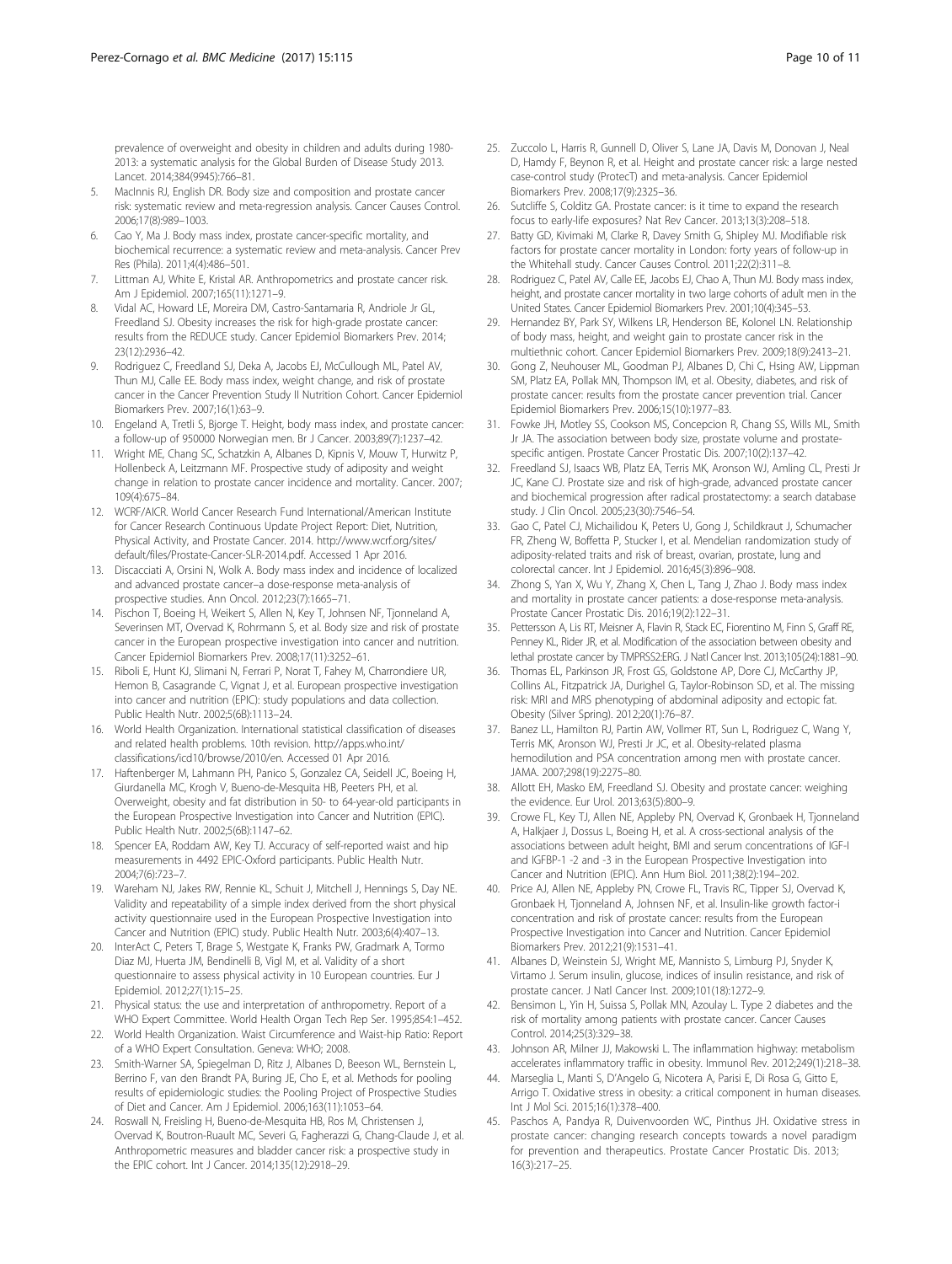prevalence of overweight and obesity in children and adults during 1980-2013: a systematic analysis for the Global Burden of Disease Study 2013. Lancet. 2014;384(9945):766–81.

5. MacInnis RJ, English DR. Body size and composition and prostate cancer risk: systematic review and meta-regression analysis. Cancer Causes Control. 2006;17(8):989–1003.
6. Cao Y, Ma J. Body mass index, prostate cancer-specific mortality, and biochemical recurrence: a systematic review and meta-analysis. Cancer Prev Res (Phila). 2011;4(4):486–501.
7. Littman AJ, White E, Kristal AR. Anthropometrics and prostate cancer risk. Am J Epidemiol. 2007;165(11):1271–9.
8. Vidal AC, Howard LE, Moreira DM, Castro-Santamaria R, Andriole Jr GL, Freedland SJ. Obesity increases the risk for high-grade prostate cancer: results from the REDUCE study. Cancer Epidemiol Biomarkers Prev. 2014; 23(12):2936–42.
9. Rodriguez C, Freedland SJ, Deka A, Jacobs EJ, McCullough ML, Patel AV, Thun MJ, Calle EE. Body mass index, weight change, and risk of prostate cancer in the Cancer Prevention Study II Nutrition Cohort. Cancer Epidemiol Biomarkers Prev. 2007;16(1):63–9.
10. Engeland A, Tretli S, Bjorge T. Height, body mass index, and prostate cancer: a follow-up of 950000 Norwegian men. Br J Cancer. 2003;89(7):1237–42.
11. Wright ME, Chang SC, Schatzkin A, Albanes D, Kipnis V, Mouw T, Hurwitz P, Hollenbeck A, Leitzmann MF. Prospective study of adiposity and weight change in relation to prostate cancer incidence and mortality. Cancer. 2007; 109(4):675–84.
12. WCRF/AICR. World Cancer Research Fund International/American Institute for Cancer Research Continuous Update Project Report: Diet, Nutrition, Physical Activity, and Prostate Cancer. 2014. http://www.wcrf.org/sites/default/files/Prostate-Cancer-SLR-2014.pdf. Accessed 1 Apr 2016.
13. Discacciati A, Orsini N, Wolk A. Body mass index and incidence of localized and advanced prostate cancer–a dose-response meta-analysis of prospective studies. Ann Oncol. 2012;23(7):1665–71.
14. Pischon T, Boeing H, Weikert S, Allen N, Key T, Johnsen NF, Tjonneland A, Severinsen MT, Overvad K, Rohrmann S, et al. Body size and risk of prostate cancer in the European prospective investigation into cancer and nutrition. Cancer Epidemiol Biomarkers Prev. 2008;17(11):3252–61.
15. Riboli E, Hunt KJ, Slimani N, Ferrari P, Norat T, Fahey M, Charrondiere UR, Hemon B, Casagrande C, Vignat J, et al. European prospective investigation into cancer and nutrition (EPIC): study populations and data collection. Public Health Nutr. 2002;5(6B):1113–24.
16. World Health Organization. International statistical classification of diseases and related health problems. 10th revision. http://apps.who.int/classifications/icd10/browse/2010/en. Accessed 01 Apr 2016.
17. Haftenberger M, Lahmann PH, Panico S, Gonzalez CA, Seidell JC, Boeing H, Giurdanella MC, Krogh V, Bueno-de-Mesquita HB, Peeters PH, et al. Overweight, obesity and fat distribution in 50- to 64-year-old participants in the European Prospective Investigation into Cancer and Nutrition (EPIC). Public Health Nutr. 2002;5(6B):1147–62.
18. Spencer EA, Roddam AW, Key TJ. Accuracy of self-reported waist and hip measurements in 4492 EPIC-Oxford participants. Public Health Nutr. 2004;7(6):723–7.
19. Wareham NJ, Jakes RW, Rennie KL, Schuit J, Mitchell J, Hennings S, Day NE. Validity and repeatability of a simple index derived from the short physical activity questionnaire used in the European Prospective Investigation into Cancer and Nutrition (EPIC) study. Public Health Nutr. 2003;6(4):407–13.
20. InterAct C, Peters T, Brage S, Westgate K, Franks PW, Gradmark A, Tormo Diaz MJ, Huerta JM, Bendinelli B, Vigl M, et al. Validity of a short questionnaire to assess physical activity in 10 European countries. Eur J Epidemiol. 2012;27(1):15–25.
21. Physical status: the use and interpretation of anthropometry. Report of a WHO Expert Committee. World Health Organ Tech Rep Ser. 1995;854:1–452.
22. World Health Organization. Waist Circumference and Waist-hip Ratio: Report of a WHO Expert Consultation. Geneva: WHO; 2008.
23. Smith-Warner SA, Spiegelman D, Ritz J, Albanes D, Beeson WL, Bernstein L, Berrino F, van den Brandt PA, Buring JE, Cho E, et al. Methods for pooling results of epidemiologic studies: the Pooling Project of Prospective Studies of Diet and Cancer. Am J Epidemiol. 2006;163(11):1053–64.
24. Roswall N, Freisling H, Bueno-de-Mesquita HB, Ros M, Christensen J, Overvad K, Boutron-Ruault MC, Severi G, Fagherazzi G, Chang-Claude J, et al. Anthropometric measures and bladder cancer risk: a prospective study in the EPIC cohort. Int J Cancer. 2014;135(12):2918–29.
25. Zuccolo L, Harris R, Gunnell D, Oliver S, Lane JA, Davis M, Donovan J, Neal D, Hamdy F, Beynon R, et al. Height and prostate cancer risk: a large nested case-control study (ProtecT) and meta-analysis. Cancer Epidemiol Biomarkers Prev. 2008;17(9):2325–36.
26. Sutcliffe S, Colditz GA. Prostate cancer: is it time to expand the research focus to early-life exposures? Nat Rev Cancer. 2013;13(3):208–518.
27. Batty GD, Kivimaki M, Clarke R, Davey Smith G, Shipley MJ. Modifiable risk factors for prostate cancer mortality in London: forty years of follow-up in the Whitehall study. Cancer Causes Control. 2011;22(2):311–8.
28. Rodriguez C, Patel AV, Calle EE, Jacobs EJ, Chao A, Thun MJ. Body mass index, height, and prostate cancer mortality in two large cohorts of adult men in the United States. Cancer Epidemiol Biomarkers Prev. 2001;10(4):345–53.
29. Hernandez BY, Park SY, Wilkens LR, Henderson BE, Kolonel LN. Relationship of body mass, height, and weight gain to prostate cancer risk in the multiethnic cohort. Cancer Epidemiol Biomarkers Prev. 2009;18(9):2413–21.
30. Gong Z, Neuhouser ML, Goodman PJ, Albanes D, Chi C, Hsing AW, Lippman SM, Platz EA, Pollak MN, Thompson IM, et al. Obesity, diabetes, and risk of prostate cancer: results from the prostate cancer prevention trial. Cancer Epidemiol Biomarkers Prev. 2006;15(10):1977–83.
31. Fowke JH, Motley SS, Cookson MS, Concepcion R, Chang SS, Wills ML, Smith Jr JA. The association between body size, prostate volume and prostate-specific antigen. Prostate Cancer Prostatic Dis. 2007;10(2):137–42.
32. Freedland SJ, Isaacs WB, Platz EA, Terris MK, Aronson WJ, Amling CL, Presti Jr JC, Kane CJ. Prostate size and risk of high-grade, advanced prostate cancer and biochemical progression after radical prostatectomy: a search database study. J Clin Oncol. 2005;23(30):7546–54.
33. Gao C, Patel CJ, Michailidou K, Peters U, Gong J, Schildkraut J, Schumacher FR, Zheng W, Boffetta P, Stucker I, et al. Mendelian randomization study of adiposity-related traits and risk of breast, ovarian, prostate, lung and colorectal cancer. Int J Epidemiol. 2016;45(3):896–908.
34. Zhong S, Yan X, Wu Y, Zhang X, Chen L, Tang J, Zhao J. Body mass index and mortality in prostate cancer patients: a dose-response meta-analysis. Prostate Cancer Prostatic Dis. 2016;19(2):122–31.
35. Pettersson A, Lis RT, Meisner A, Flavin R, Stack EC, Fiorentino M, Finn S, Graff RE, Penney KL, Rider JR, et al. Modification of the association between obesity and lethal prostate cancer by TMPRSS2:ERG. J Natl Cancer Inst. 2013;105(24):1881–90.
36. Thomas EL, Parkinson JR, Frost GS, Goldstone AP, Dore CJ, McCarthy JP, Collins AL, Fitzpatrick JA, Durighel G, Taylor-Robinson SD, et al. The missing risk: MRI and MRS phenotyping of abdominal adiposity and ectopic fat. Obesity (Silver Spring). 2012;20(1):76–87.
37. Banez LL, Hamilton RJ, Partin AW, Vollmer RT, Sun L, Rodriguez C, Wang Y, Terris MK, Aronson WJ, Presti Jr JC, et al. Obesity-related plasma hemodilution and PSA concentration among men with prostate cancer. JAMA. 2007;298(19):2275–80.
38. Allott EH, Masko EM, Freedland SJ. Obesity and prostate cancer: weighing the evidence. Eur Urol. 2013;63(5):800–9.
39. Crowe FL, Key TJ, Allen NE, Appleby PN, Overvad K, Gronbaek H, Tjonneland A, Halkjaer J, Dossus L, Boeing H, et al. A cross-sectional analysis of the associations between adult height, BMI and serum concentrations of IGF-I and IGFBP-1 -2 and -3 in the European Prospective Investigation into Cancer and Nutrition (EPIC). Ann Hum Biol. 2011;38(2):194–202.
40. Price AJ, Allen NE, Appleby PN, Crowe FL, Travis RC, Tipper SJ, Overvad K, Gronbaek H, Tjonneland A, Johnsen NF, et al. Insulin-like growth factor-i concentration and risk of prostate cancer: results from the European Prospective Investigation into Cancer and Nutrition. Cancer Epidemiol Biomarkers Prev. 2012;21(9):1531–41.
41. Albanes D, Weinstein SJ, Wright ME, Mannisto S, Limburg PJ, Snyder K, Virtamo J. Serum insulin, glucose, indices of insulin resistance, and risk of prostate cancer. J Natl Cancer Inst. 2009;101(18):1272–9.
42. Bensimon L, Yin H, Suissa S, Pollak MN, Azoulay L. Type 2 diabetes and the risk of mortality among patients with prostate cancer. Cancer Causes Control. 2014;25(3):329–38.
43. Johnson AR, Milner JJ, Makowski L. The inflammation highway: metabolism accelerates inflammatory traffic in obesity. Immunol Rev. 2012;249(1):218–38.
44. Marseglia L, Manti S, D'Angelo G, Nicotera A, Parisi E, Di Rosa G, Gitto E, Arrigo T. Oxidative stress in obesity: a critical component in human diseases. Int J Mol Sci. 2015;16(1):378–400.
45. Paschos A, Pandya R, Duivenvoorden WC, Pinthus JH. Oxidative stress in prostate cancer: changing research concepts towards a novel paradigm for prevention and therapeutics. Prostate Cancer Prostatic Dis. 2013; 16(3):217–25.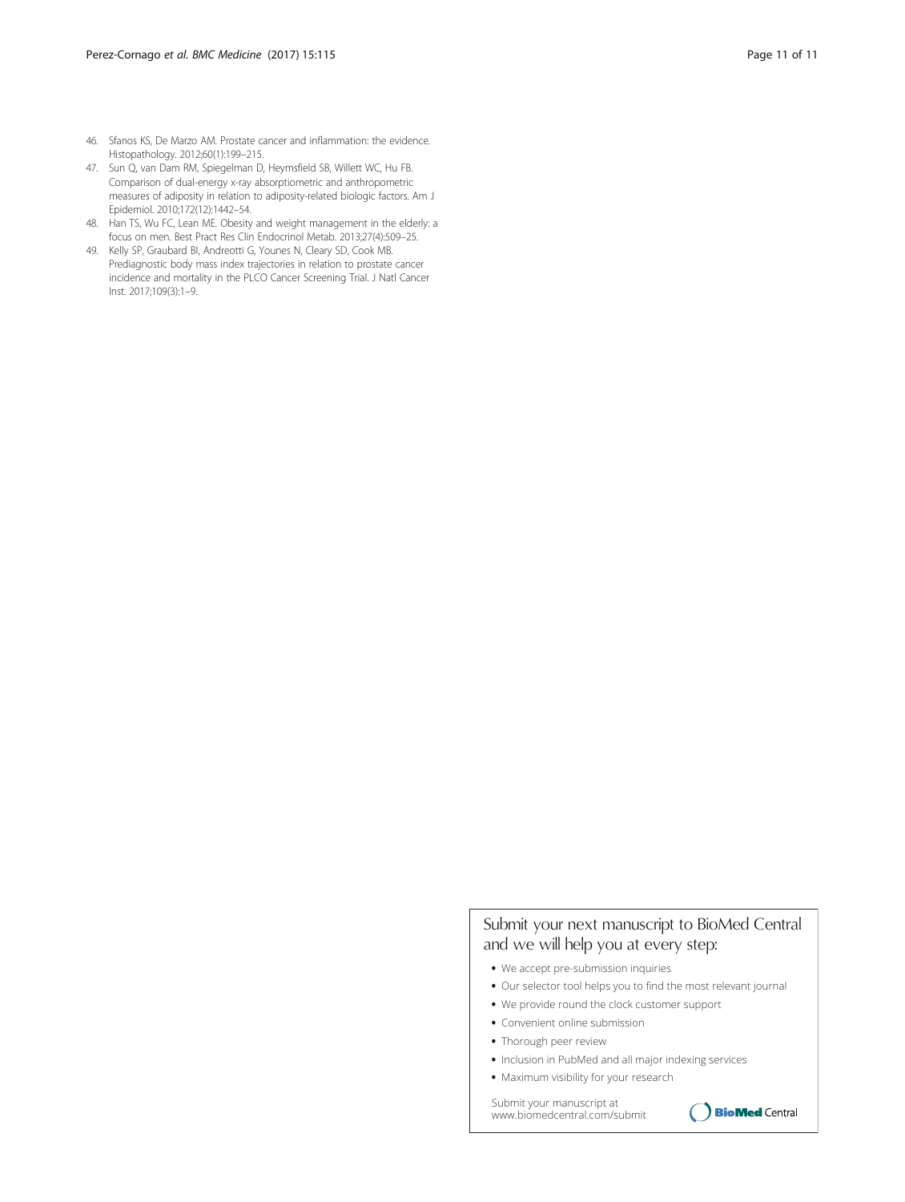46. Sfanos KS, De Marzo AM. Prostate cancer and inflammation: the evidence. Histopathology. 2012;60(1):199–215.
47. Sun Q, van Dam RM, Spiegelman D, Heymsfield SB, Willett WC, Hu FB. Comparison of dual-energy x-ray absorptiometric and anthropometric measures of adiposity in relation to adiposity-related biologic factors. Am J Epidemiol. 2010;172(12):1442–54.
48. Han TS, Wu FC, Lean ME. Obesity and weight management in the elderly: a focus on men. Best Pract Res Clin Endocrinol Metab. 2013;27(4):509–25.
49. Kelly SP, Graubard BI, Andreotti G, Younes N, Cleary SD, Cook MB. Prediagnostic body mass index trajectories in relation to prostate cancer incidence and mortality in the PLCO Cancer Screening Trial. J Natl Cancer Inst. 2017;109(3):1–9.

Submit your next manuscript to BioMed Central and we will help you at every step:

- We accept pre-submission inquiries
- Our selector tool helps you to find the most relevant journal
- We provide round the clock customer support
- Convenient online submission
- Thorough peer review
- Inclusion in PubMed and all major indexing services
- Maximum visibility for your research

Submit your manuscript at www.biomedcentral.com/submit

BioMed Central